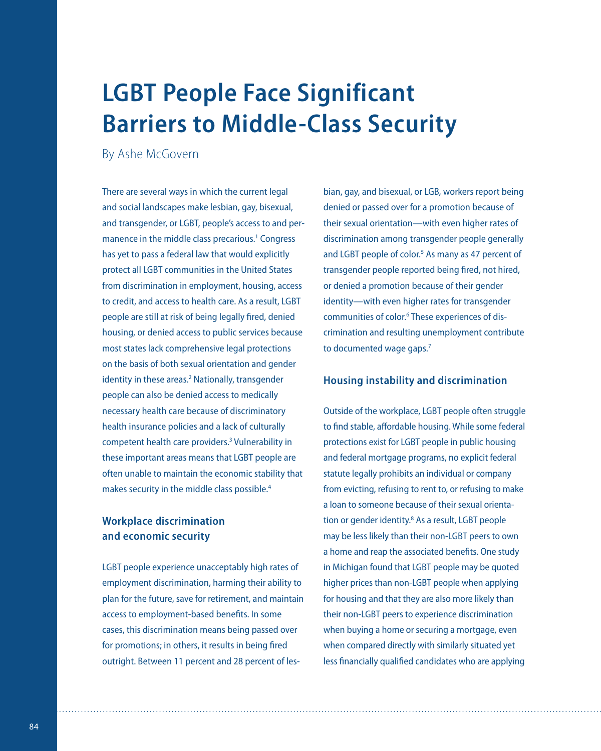# LGBT People Face Significant Barriers to Middle-Class Security

By Ashe McGovern

There are several ways in which the current legal and social landscapes make lesbian, gay, bisexual, and transgender, or LGBT, people's access to and permanence in the middle class precarious.[1] Congress has yet to pass a federal law that would explicitly protect all LGBT communities in the United States from discrimination in employment, housing, access to credit, and access to health care. As a result, LGBT people are still at risk of being legally fired, denied housing, or denied access to public services because most states lack comprehensive legal protections on the basis of both sexual orientation and gender identity in these areas.[2] Nationally, transgender people can also be denied access to medically necessary health care because of discriminatory health insurance policies and a lack of culturally competent health care providers.[3] Vulnerability in these important areas means that LGBT people are often unable to maintain the economic stability that makes security in the middle class possible.[4]

## Workplace discrimination and economic security

LGBT people experience unacceptably high rates of employment discrimination, harming their ability to plan for the future, save for retirement, and maintain access to employment-based benefits. In some cases, this discrimination means being passed over for promotions; in others, it results in being fired outright. Between 11 percent and 28 percent of lesbian, gay, and bisexual, or LGB, workers report being denied or passed over for a promotion because of their sexual orientation—with even higher rates of discrimination among transgender people generally and LGBT people of color.[5] As many as 47 percent of transgender people reported being fired, not hired, or denied a promotion because of their gender identity—with even higher rates for transgender communities of color.[6] These experiences of discrimination and resulting unemployment contribute to documented wage gaps.[7]

## Housing instability and discrimination

Outside of the workplace, LGBT people often struggle to find stable, affordable housing. While some federal protections exist for LGBT people in public housing and federal mortgage programs, no explicit federal statute legally prohibits an individual or company from evicting, refusing to rent to, or refusing to make a loan to someone because of their sexual orientation or gender identity.[8] As a result, LGBT people may be less likely than their non-LGBT peers to own a home and reap the associated benefits. One study in Michigan found that LGBT people may be quoted higher prices than non-LGBT people when applying for housing and that they are also more likely than their non-LGBT peers to experience discrimination when buying a home or securing a mortgage, even when compared directly with similarly situated yet less financially qualified candidates who are applying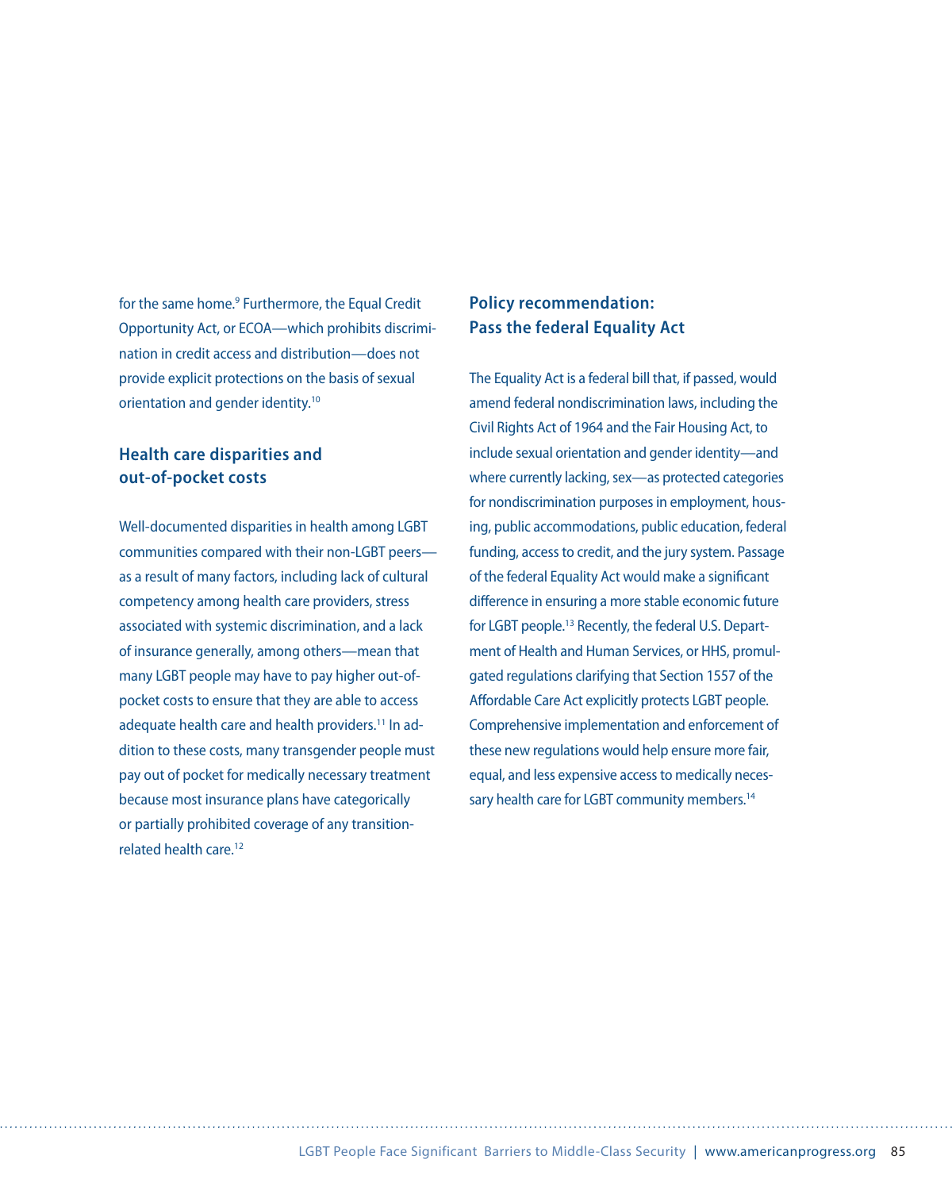for the same home.[9] Furthermore, the Equal Credit Opportunity Act, or ECOA—which prohibits discrimination in credit access and distribution—does not provide explicit protections on the basis of sexual orientation and gender identity.[10]

### Health care disparities and out-of-pocket costs

Well-documented disparities in health among LGBT communities compared with their non-LGBT peers—as a result of many factors, including lack of cultural competency among health care providers, stress associated with systemic discrimination, and a lack of insurance generally, among others—mean that many LGBT people may have to pay higher out-of-pocket costs to ensure that they are able to access adequate health care and health providers.[11] In addition to these costs, many transgender people must pay out of pocket for medically necessary treatment because most insurance plans have categorically or partially prohibited coverage of any transition-related health care.[12]

### Policy recommendation: Pass the federal Equality Act

The Equality Act is a federal bill that, if passed, would amend federal nondiscrimination laws, including the Civil Rights Act of 1964 and the Fair Housing Act, to include sexual orientation and gender identity—and where currently lacking, sex—as protected categories for nondiscrimination purposes in employment, housing, public accommodations, public education, federal funding, access to credit, and the jury system. Passage of the federal Equality Act would make a significant difference in ensuring a more stable economic future for LGBT people.[13] Recently, the federal U.S. Department of Health and Human Services, or HHS, promulgated regulations clarifying that Section 1557 of the Affordable Care Act explicitly protects LGBT people. Comprehensive implementation and enforcement of these new regulations would help ensure more fair, equal, and less expensive access to medically necessary health care for LGBT community members.[14]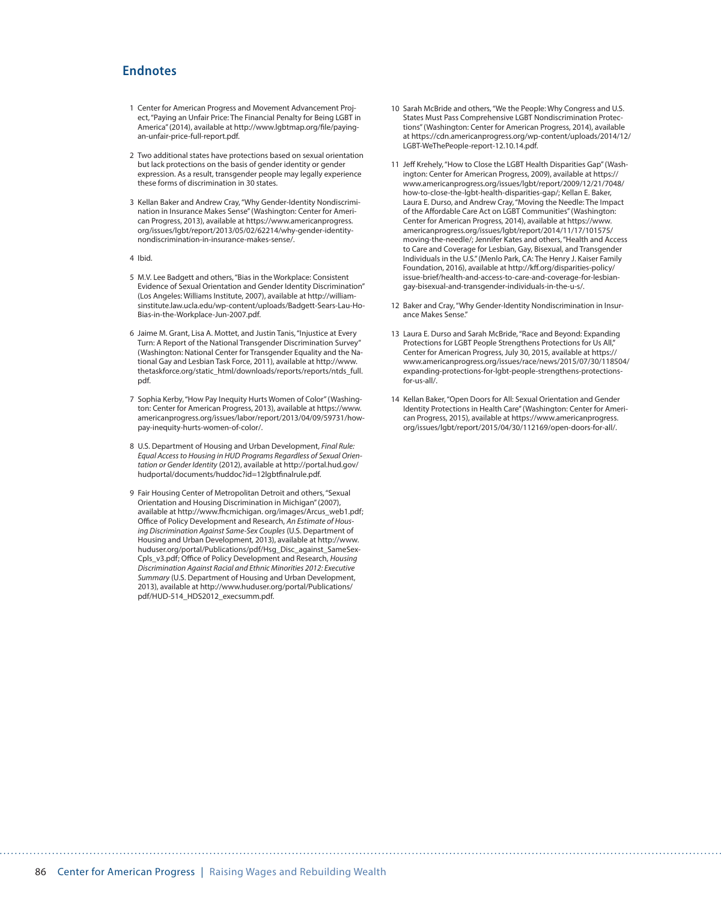## Endnotes

1. Center for American Progress and Movement Advancement Project, "Paying an Unfair Price: The Financial Penalty for Being LGBT in America" (2014), available at http://www.lgbtmap.org/file/paying-an-unfair-price-full-report.pdf.

2. Two additional states have protections based on sexual orientation but lack protections on the basis of gender identity or gender expression. As a result, transgender people may legally experience these forms of discrimination in 30 states.

3. Kellan Baker and Andrew Cray, "Why Gender-Identity Nondiscrimination in Insurance Makes Sense" (Washington: Center for American Progress, 2013), available at https://www.americanprogress.org/issues/lgbt/report/2013/05/02/62214/why-gender-identity-nondiscrimination-in-insurance-makes-sense/.

4. Ibid.

5. M.V. Lee Badgett and others, "Bias in the Workplace: Consistent Evidence of Sexual Orientation and Gender Identity Discrimination" (Los Angeles: Williams Institute, 2007), available at http://williamsinstitute.law.ucla.edu/wp-content/uploads/Badgett-Sears-Lau-Ho-Bias-in-the-Workplace-Jun-2007.pdf.

6. Jaime M. Grant, Lisa A. Mottet, and Justin Tanis, "Injustice at Every Turn: A Report of the National Transgender Discrimination Survey" (Washington: National Center for Transgender Equality and the National Gay and Lesbian Task Force, 2011), available at http://www.thetaskforce.org/static_html/downloads/reports/reports/ntds_full.pdf.

7. Sophia Kerby, "How Pay Inequity Hurts Women of Color" (Washington: Center for American Progress, 2013), available at https://www.americanprogress.org/issues/labor/report/2013/04/09/59731/how-pay-inequity-hurts-women-of-color/.

8. U.S. Department of Housing and Urban Development, *Final Rule: Equal Access to Housing in HUD Programs Regardless of Sexual Orientation or Gender Identity* (2012), available at http://portal.hud.gov/hudportal/documents/huddoc?id=12lgbtfinalrule.pdf.

9. Fair Housing Center of Metropolitan Detroit and others, "Sexual Orientation and Housing Discrimination in Michigan" (2007), available at http://www.fhcmichigan. org/images/Arcus_web1.pdf; Office of Policy Development and Research, *An Estimate of Housing Discrimination Against Same-Sex Couples* (U.S. Department of Housing and Urban Development, 2013), available at http://www.huduser.org/portal/Publications/pdf/Hsg_Disc_against_SameSex-Cpls_v3.pdf; Office of Policy Development and Research, *Housing Discrimination Against Racial and Ethnic Minorities 2012: Executive Summary* (U.S. Department of Housing and Urban Development, 2013), available at http://www.huduser.org/portal/Publications/pdf/HUD-514_HDS2012_execsumm.pdf.

10. Sarah McBride and others, "We the People: Why Congress and U.S. States Must Pass Comprehensive LGBT Nondiscrimination Protections" (Washington: Center for American Progress, 2014), available at https://cdn.americanprogress.org/wp-content/uploads/2014/12/LGBT-WeThePeople-report-12.10.14.pdf.

11. Jeff Krehely, "How to Close the LGBT Health Disparities Gap" (Washington: Center for American Progress, 2009), available at https://www.americanprogress.org/issues/lgbt/report/2009/12/21/7048/how-to-close-the-lgbt-health-disparities-gap/; Kellan E. Baker, Laura E. Durso, and Andrew Cray, "Moving the Needle: The Impact of the Affordable Care Act on LGBT Communities" (Washington: Center for American Progress, 2014), available at https://www.americanprogress.org/issues/lgbt/report/2014/11/17/101575/moving-the-needle/; Jennifer Kates and others, "Health and Access to Care and Coverage for Lesbian, Gay, Bisexual, and Transgender Individuals in the U.S." (Menlo Park, CA: The Henry J. Kaiser Family Foundation, 2016), available at http://kff.org/disparities-policy/issue-brief/health-and-access-to-care-and-coverage-for-lesbian-gay-bisexual-and-transgender-individuals-in-the-u-s/.

12. Baker and Cray, "Why Gender-Identity Nondiscrimination in Insurance Makes Sense."

13. Laura E. Durso and Sarah McBride, "Race and Beyond: Expanding Protections for LGBT People Strengthens Protections for Us All," Center for American Progress, July 30, 2015, available at https://www.americanprogress.org/issues/race/news/2015/07/30/118504/expanding-protections-for-lgbt-people-strengthens-protections-for-us-all/.

14. Kellan Baker, "Open Doors for All: Sexual Orientation and Gender Identity Protections in Health Care" (Washington: Center for American Progress, 2015), available at https://www.americanprogress.org/issues/lgbt/report/2015/04/30/112169/open-doors-for-all/.